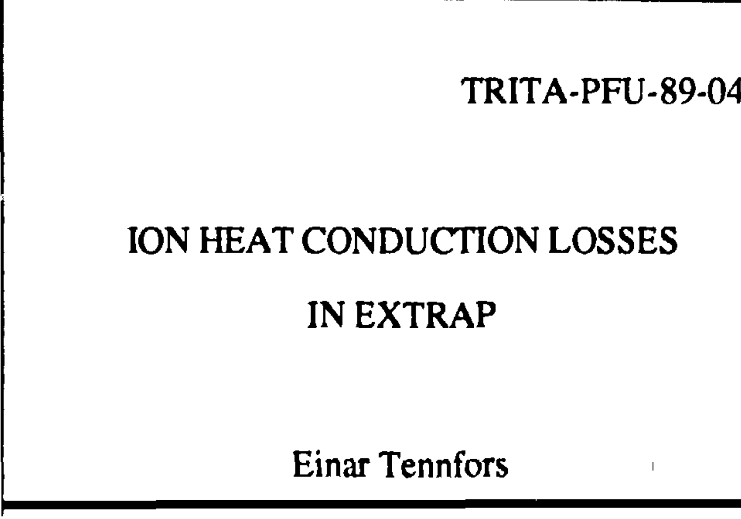TRITA-PFU-89-04

# ION HEAT CONDUCTION LOSSES IN EXTRAP

Einar Tennfors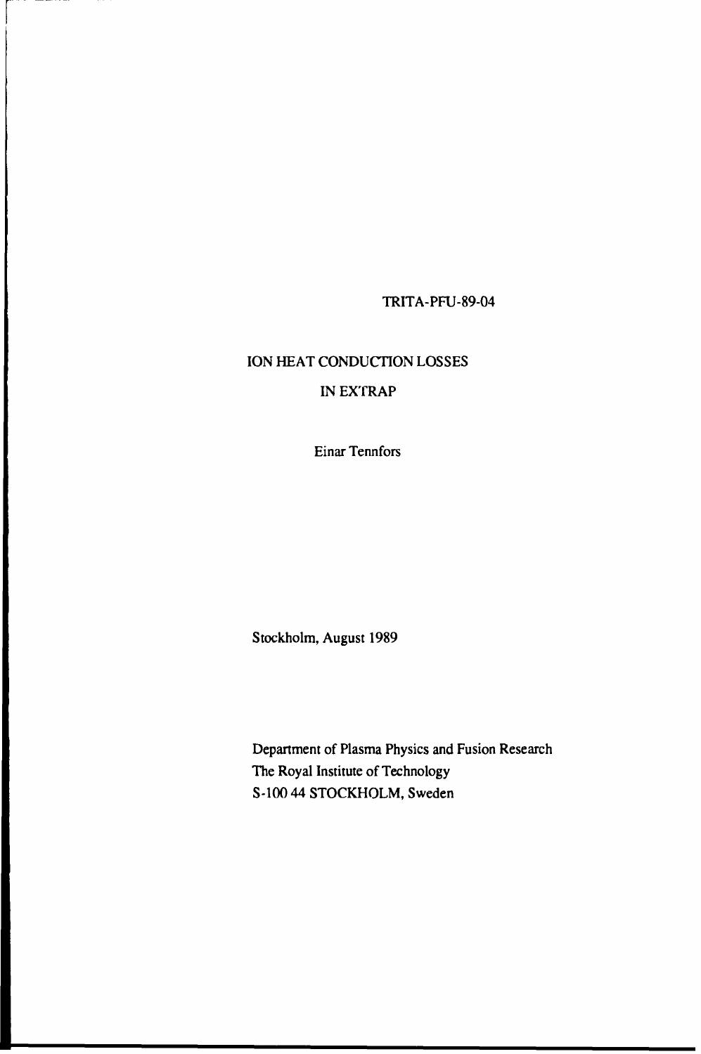TRITA-PFU-89-04

# ION HEAT CONDUCTION LOSSES IN EXTRAP

Einar Tennfors

Stockholm, August 1989

Department of Plasma Physics and Fusion Research
The Royal Institute of Technology
S-100 44 STOCKHOLM, Sweden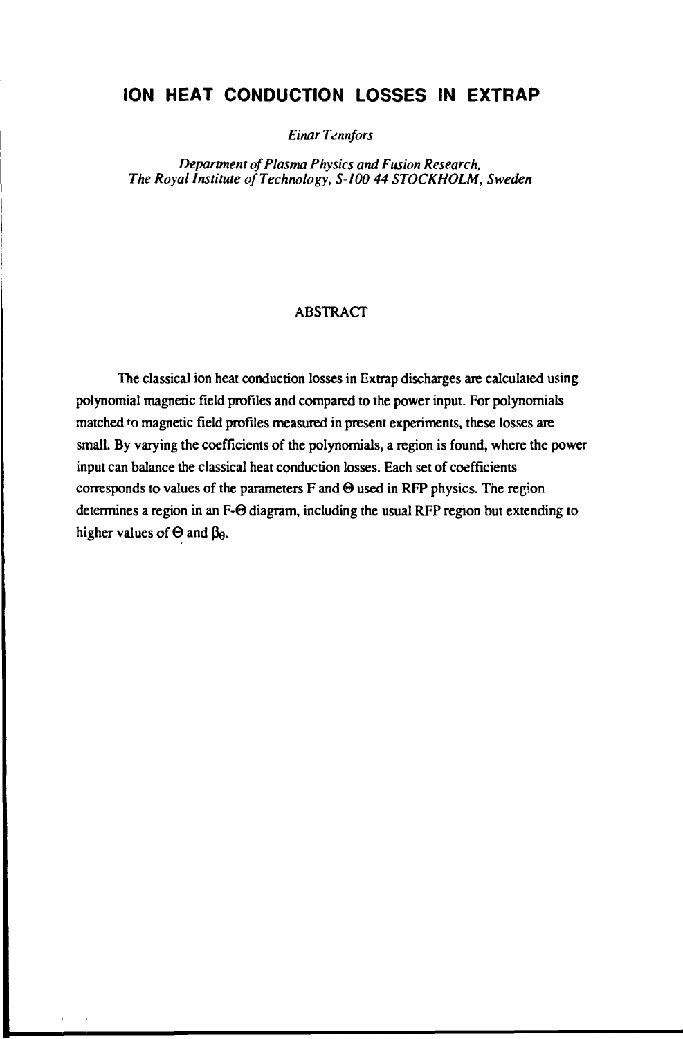# ION HEAT CONDUCTION LOSSES IN EXTRAP

*Einar Tennfors*

*Department of Plasma Physics and Fusion Research,*
*The Royal Institute of Technology, S-100 44 STOCKHOLM, Sweden*

## ABSTRACT

The classical ion heat conduction losses in Extrap discharges are calculated using polynomial magnetic field profiles and compared to the power input. For polynomials matched to magnetic field profiles measured in present experiments, these losses are small. By varying the coefficients of the polynomials, a region is found, where the power input can balance the classical heat conduction losses. Each set of coefficients corresponds to values of the parameters F and $\Theta$ used in RFP physics. The region determines a region in an F-$\Theta$ diagram, including the usual RFP region but extending to higher values of $\Theta$ and $\beta_\theta$.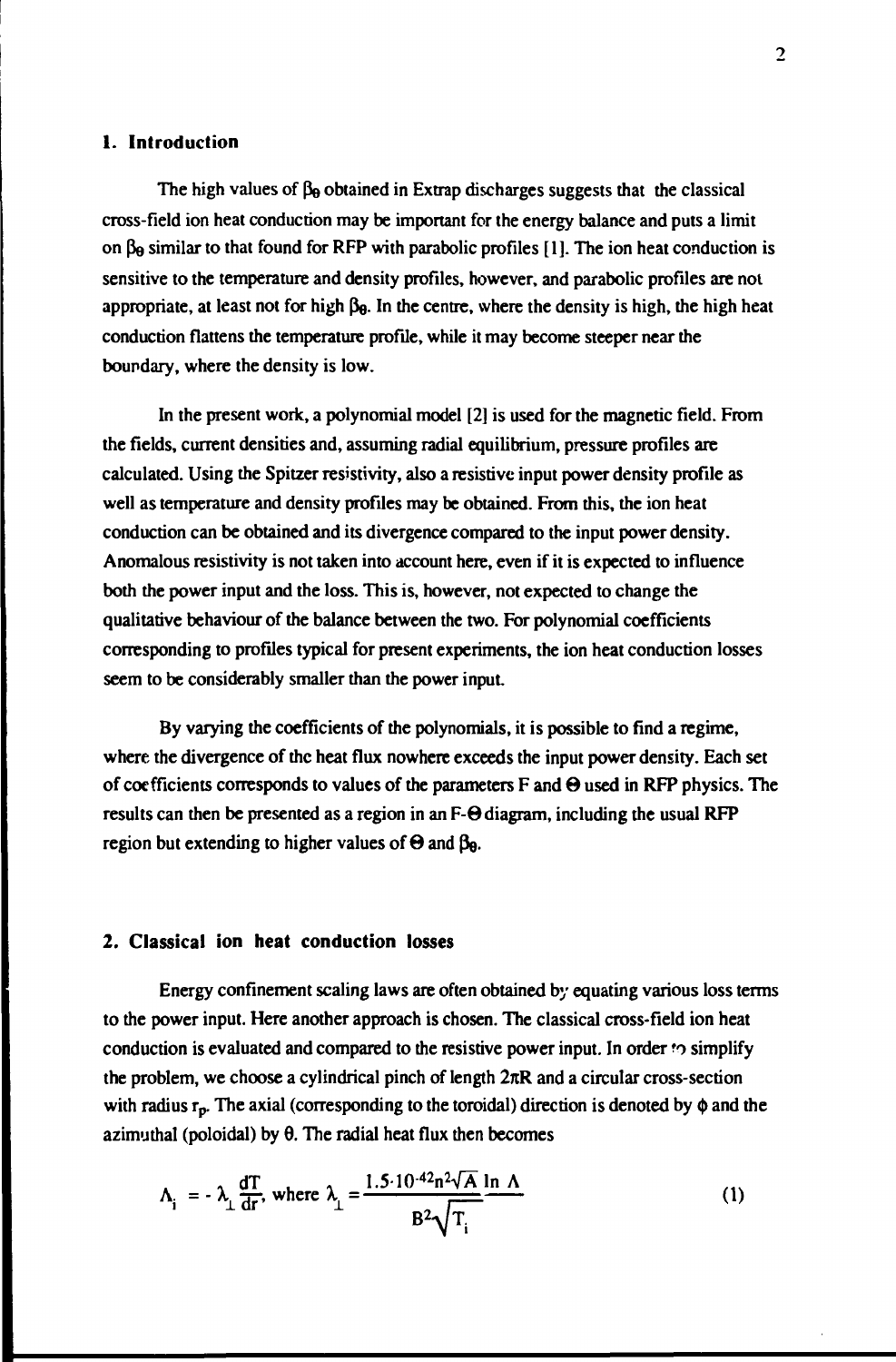## 1. Introduction

The high values of $\beta_\theta$ obtained in Extrap discharges suggests that the classical cross-field ion heat conduction may be important for the energy balance and puts a limit on $\beta_\theta$ similar to that found for RFP with parabolic profiles [1]. The ion heat conduction is sensitive to the temperature and density profiles, however, and parabolic profiles are not appropriate, at least not for high $\beta_\theta$. In the centre, where the density is high, the high heat conduction flattens the temperature profile, while it may become steeper near the boundary, where the density is low.

In the present work, a polynomial model [2] is used for the magnetic field. From the fields, current densities and, assuming radial equilibrium, pressure profiles are calculated. Using the Spitzer resistivity, also a resistive input power density profile as well as temperature and density profiles may be obtained. From this, the ion heat conduction can be obtained and its divergence compared to the input power density. Anomalous resistivity is not taken into account here, even if it is expected to influence both the power input and the loss. This is, however, not expected to change the qualitative behaviour of the balance between the two. For polynomial coefficients corresponding to profiles typical for present experiments, the ion heat conduction losses seem to be considerably smaller than the power input.

By varying the coefficients of the polynomials, it is possible to find a regime, where the divergence of the heat flux nowhere exceeds the input power density. Each set of coefficients corresponds to values of the parameters F and $\Theta$ used in RFP physics. The results can then be presented as a region in an F-$\Theta$ diagram, including the usual RFP region but extending to higher values of $\Theta$ and $\beta_\theta$.

## 2. Classical ion heat conduction losses

Energy confinement scaling laws are often obtained by equating various loss terms to the power input. Here another approach is chosen. The classical cross-field ion heat conduction is evaluated and compared to the resistive power input. In order to simplify the problem, we choose a cylindrical pinch of length $2\pi R$ and a circular cross-section with radius $r_p$. The axial (corresponding to the toroidal) direction is denoted by $\phi$ and the azimuthal (poloidal) by $\theta$. The radial heat flux then becomes

$$\Lambda_i = -\lambda_\perp \frac{dT}{dr}, \text{ where } \lambda_\perp = \frac{1.5 \cdot 10^{-42} n^2 \sqrt{A} \ln \Lambda}{B^2 \sqrt{T_i}} \tag{1}$$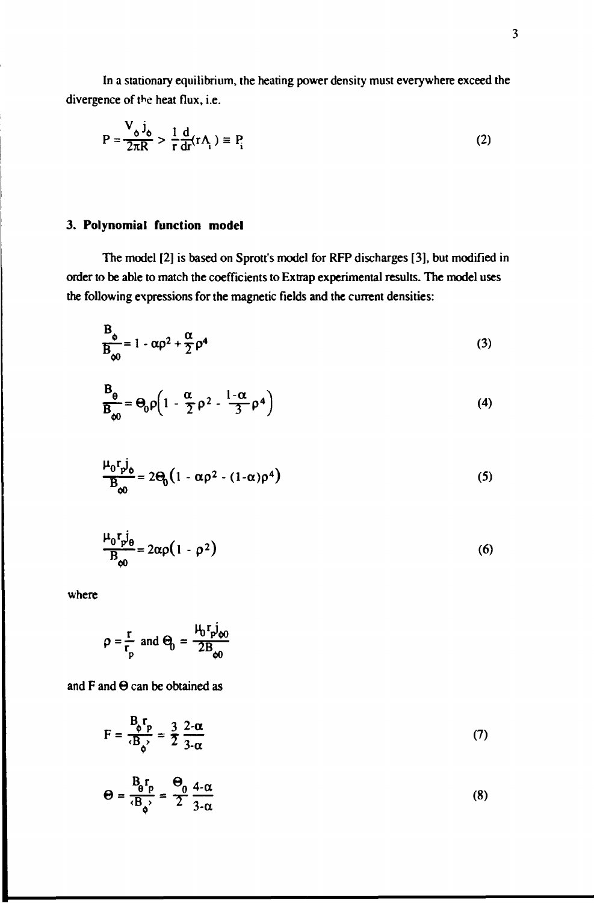In a stationary equilibrium, the heating power density must everywhere exceed the divergence of the heat flux, i.e.

$$P = \frac{V_\phi j_\phi}{2\pi R} > \frac{1}{r}\frac{d}{dr}(r\Lambda_i) \equiv P_i \tag{2}$$

### 3. Polynomial function model

The model [2] is based on Sprott's model for RFP discharges [3], but modified in order to be able to match the coefficients to Extrap experimental results. The model uses the following expressions for the magnetic fields and the current densities:

$$\frac{B_\phi}{B_{\phi 0}} = 1 - \alpha\rho^2 + \frac{\alpha}{2}\rho^4 \tag{3}$$

$$\frac{B_\theta}{B_{\phi 0}} = \Theta_0 \rho\left(1 - \frac{\alpha}{2}\rho^2 - \frac{1-\alpha}{3}\rho^4\right) \tag{4}$$

$$\frac{\mu_0 r_p j_\phi}{B_{\phi 0}} = 2\Theta_0\left(1 - \alpha\rho^2 - (1-\alpha)\rho^4\right) \tag{5}$$

$$\frac{\mu_0 r_p j_\theta}{B_{\phi 0}} = 2\alpha\rho\left(1 - \rho^2\right) \tag{6}$$

where

$$\rho = \frac{r}{r_p} \text{ and } \Theta_0 = \frac{\mu_0 r_p j_{\phi 0}}{2B_{\phi 0}}$$

and F and $\Theta$ can be obtained as

$$F = \frac{B_\phi r_p}{\langle B_\phi \rangle} = \frac{3}{2}\,\frac{2-\alpha}{3-\alpha} \tag{7}$$

$$\Theta = \frac{B_\theta r_p}{\langle B_\phi \rangle} = \frac{\Theta_0}{2}\,\frac{4-\alpha}{3-\alpha} \tag{8}$$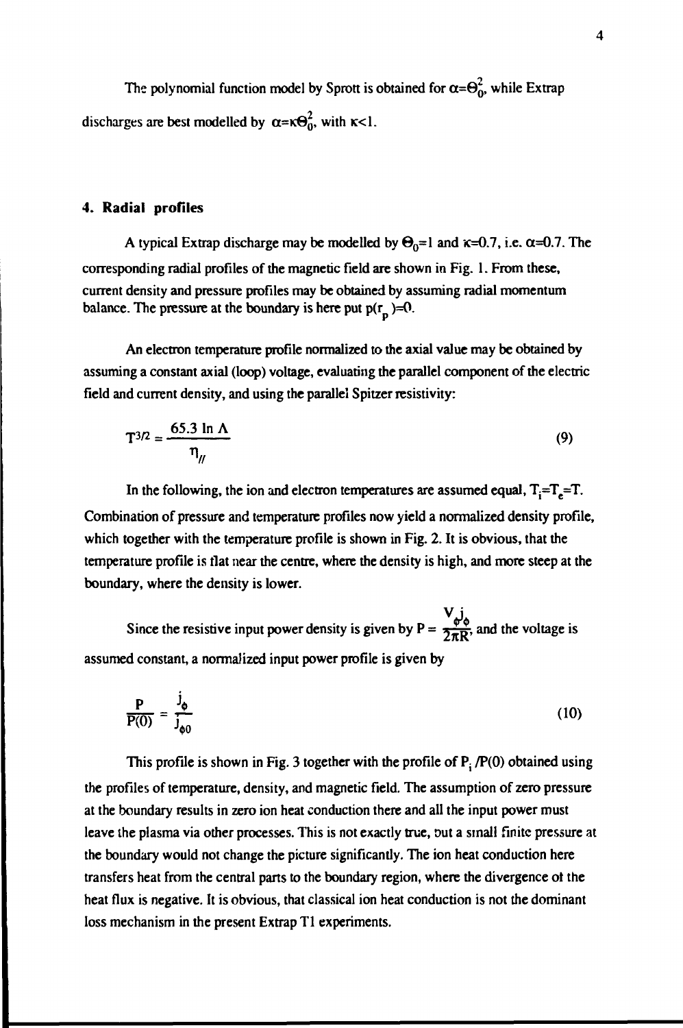The polynomial function model by Sprott is obtained for $\alpha=\Theta_0^2$, while Extrap discharges are best modelled by $\alpha=\kappa\Theta_0^2$, with $\kappa<1$.

## 4. Radial profiles

A typical Extrap discharge may be modelled by $\Theta_0=1$ and $\kappa=0.7$, i.e. $\alpha=0.7$. The corresponding radial profiles of the magnetic field are shown in Fig. 1. From these, current density and pressure profiles may be obtained by assuming radial momentum balance. The pressure at the boundary is here put $p(r_p)=0$.

An electron temperature profile normalized to the axial value may be obtained by assuming a constant axial (loop) voltage, evaluating the parallel component of the electric field and current density, and using the parallel Spitzer resistivity:

$$T^{3/2} = \frac{65.3 \ln \Lambda}{\eta_{//}} \tag{9}$$

In the following, the ion and electron temperatures are assumed equal, $T_i=T_e=T$. Combination of pressure and temperature profiles now yield a normalized density profile, which together with the temperature profile is shown in Fig. 2. It is obvious, that the temperature profile is flat near the centre, where the density is high, and more steep at the boundary, where the density is lower.

Since the resistive input power density is given by $P = \frac{V_\phi j_\phi}{2\pi R}$, and the voltage is assumed constant, a normalized input power profile is given by

$$\frac{P}{P(0)} = \frac{j_\phi}{j_{\phi 0}} \tag{10}$$

This profile is shown in Fig. 3 together with the profile of $P_i/P(0)$ obtained using the profiles of temperature, density, and magnetic field. The assumption of zero pressure at the boundary results in zero ion heat conduction there and all the input power must leave the plasma via other processes. This is not exactly true, but a small finite pressure at the boundary would not change the picture significantly. The ion heat conduction here transfers heat from the central parts to the boundary region, where the divergence of the heat flux is negative. It is obvious, that classical ion heat conduction is not the dominant loss mechanism in the present Extrap T1 experiments.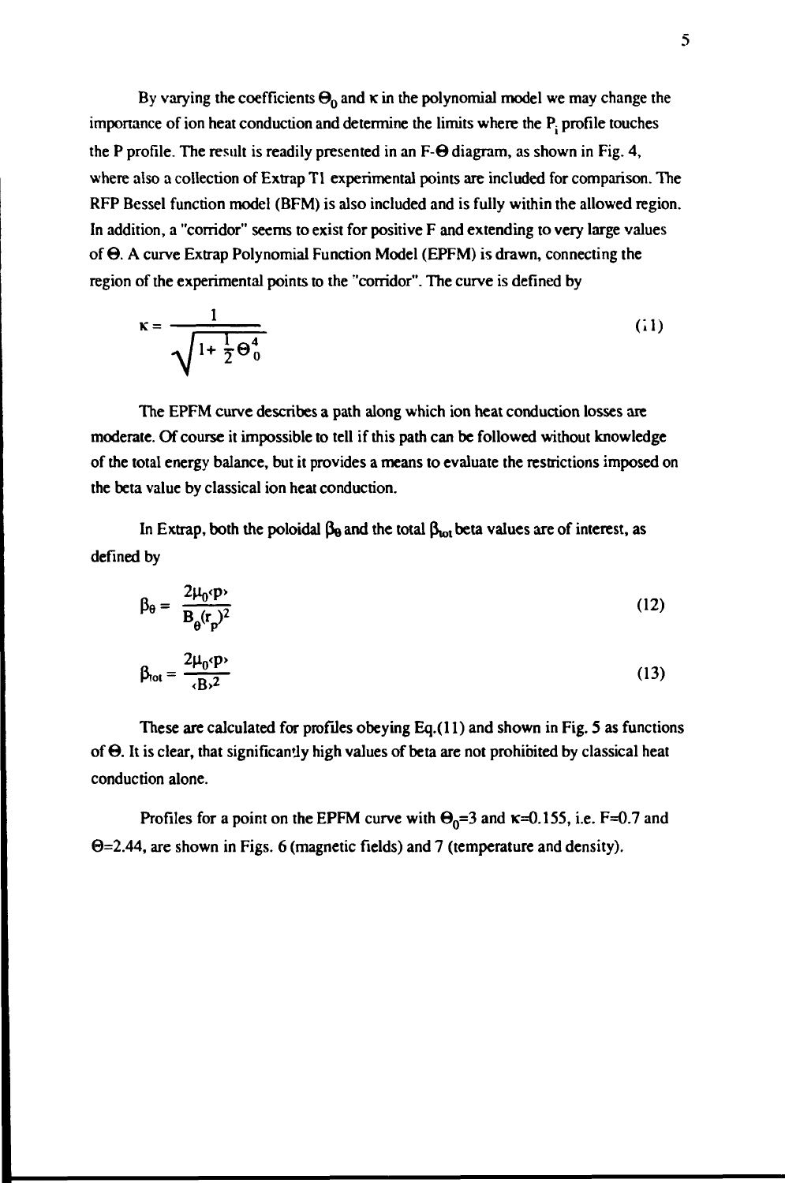By varying the coefficients $\Theta_0$ and $\kappa$ in the polynomial model we may change the importance of ion heat conduction and determine the limits where the $P_i$ profile touches the P profile. The result is readily presented in an F-$\Theta$ diagram, as shown in Fig. 4, where also a collection of Extrap T1 experimental points are included for comparison. The RFP Bessel function model (BFM) is also included and is fully within the allowed region. In addition, a "corridor" seems to exist for positive F and extending to very large values of $\Theta$. A curve Extrap Polynomial Function Model (EPFM) is drawn, connecting the region of the experimental points to the "corridor". The curve is defined by

$$\kappa = \frac{1}{\sqrt{1+\frac{1}{2}\Theta_0^4}} \tag{11}$$

The EPFM curve describes a path along which ion heat conduction losses are moderate. Of course it impossible to tell if this path can be followed without knowledge of the total energy balance, but it provides a means to evaluate the restrictions imposed on the beta value by classical ion heat conduction.

In Extrap, both the poloidal $\beta_\theta$ and the total $\beta_{tot}$ beta values are of interest, as defined by

$$\beta_\theta = \frac{2\mu_0 \langle p \rangle}{B_\theta(r_p)^2} \tag{12}$$

$$\beta_{tot} = \frac{2\mu_0 \langle p \rangle}{\langle B \rangle^2} \tag{13}$$

These are calculated for profiles obeying Eq.(11) and shown in Fig. 5 as functions of $\Theta$. It is clear, that significantly high values of beta are not prohibited by classical heat conduction alone.

Profiles for a point on the EPFM curve with $\Theta_0$=3 and $\kappa$=0.155, i.e. F=0.7 and $\Theta$=2.44, are shown in Figs. 6 (magnetic fields) and 7 (temperature and density).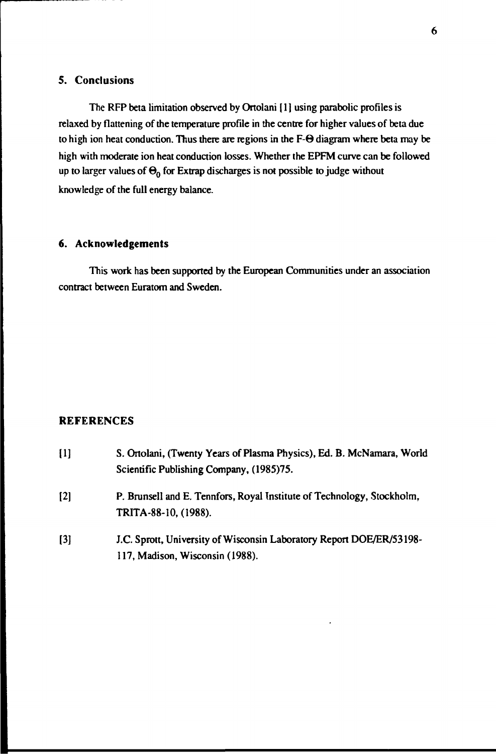## 5. Conclusions

The RFP beta limitation observed by Ortolani [1] using parabolic profiles is relaxed by flattening of the temperature profile in the centre for higher values of beta due to high ion heat conduction. Thus there are regions in the F-$\Theta$ diagram where beta may be high with moderate ion heat conduction losses. Whether the EPFM curve can be followed up to larger values of $\Theta_0$ for Extrap discharges is not possible to judge without knowledge of the full energy balance.

## 6. Acknowledgements

This work has been supported by the European Communities under an association contract between Euratom and Sweden.

## REFERENCES

[1] S. Ortolani, (Twenty Years of Plasma Physics), Ed. B. McNamara, World Scientific Publishing Company, (1985)75.

[2] P. Brunsell and E. Tennfors, Royal Institute of Technology, Stockholm, TRITA-88-10, (1988).

[3] J.C. Sprott, University of Wisconsin Laboratory Report DOE/ER/53198-117, Madison, Wisconsin (1988).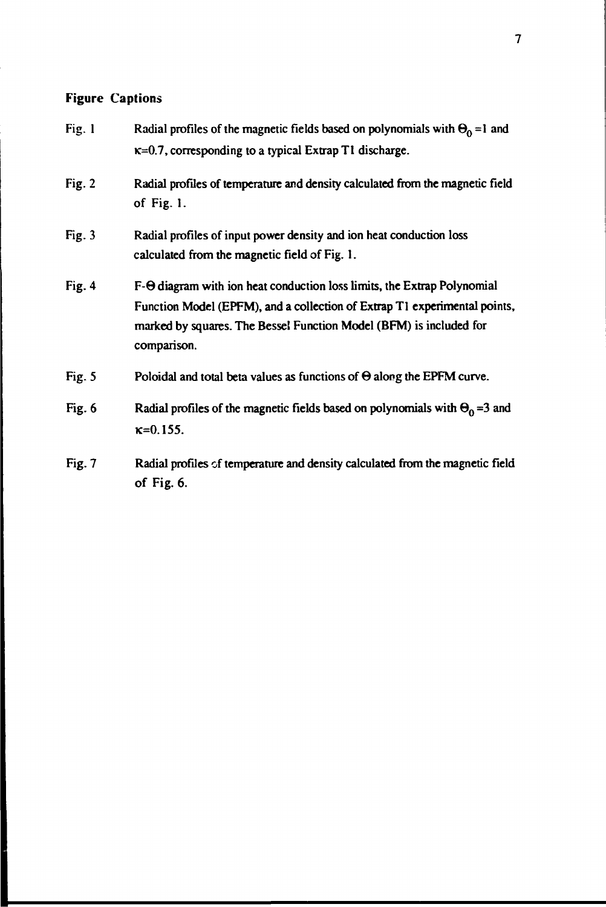## Figure Captions

Fig. 1 Radial profiles of the magnetic fields based on polynomials with $\Theta_0 = 1$ and $\kappa = 0.7$, corresponding to a typical Extrap T1 discharge.

Fig. 2 Radial profiles of temperature and density calculated from the magnetic field of Fig. 1.

Fig. 3 Radial profiles of input power density and ion heat conduction loss calculated from the magnetic field of Fig. 1.

Fig. 4 F-$\Theta$ diagram with ion heat conduction loss limits, the Extrap Polynomial Function Model (EPFM), and a collection of Extrap T1 experimental points, marked by squares. The Bessel Function Model (BFM) is included for comparison.

Fig. 5 Poloidal and total beta values as functions of $\Theta$ along the EPFM curve.

Fig. 6 Radial profiles of the magnetic fields based on polynomials with $\Theta_0 = 3$ and $\kappa = 0.155$.

Fig. 7 Radial profiles of temperature and density calculated from the magnetic field of Fig. 6.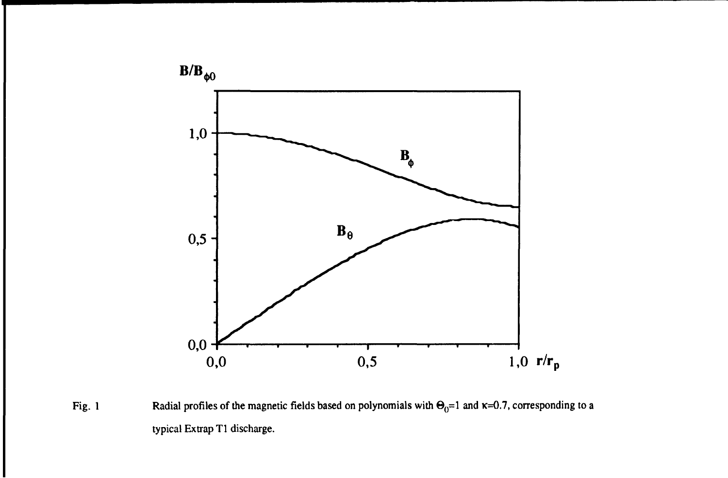Fig. 1 Radial profiles of the magnetic fields based on polynomials with $\Theta_0=1$ and $\kappa=0.7$, corresponding to a typical Extrap T1 discharge.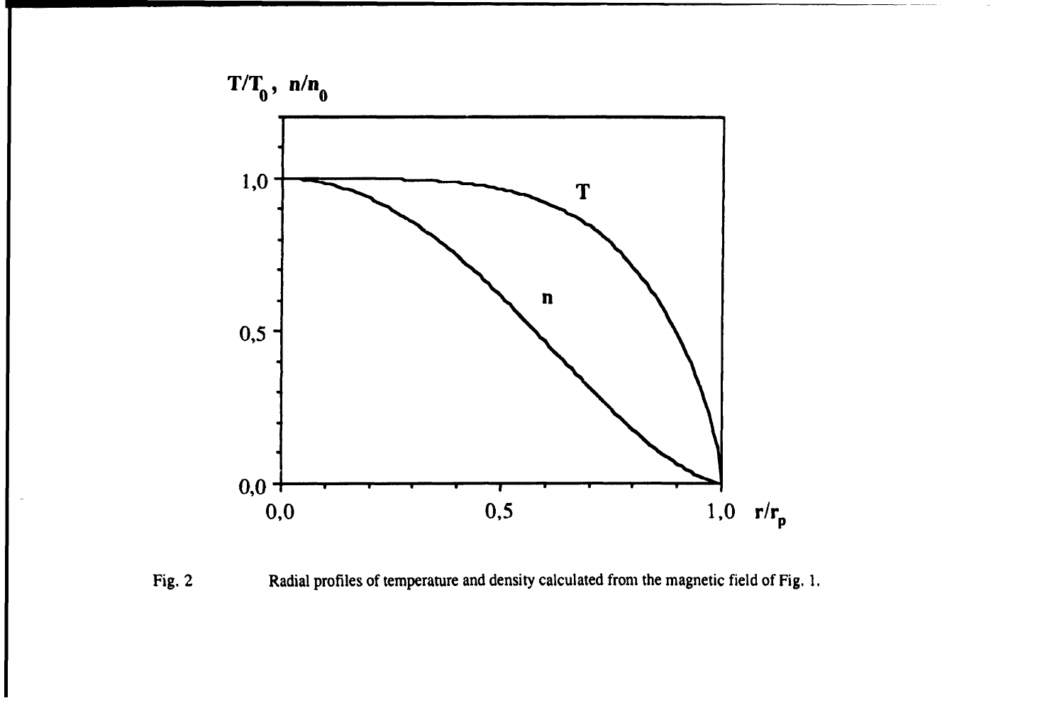Fig. 2 Radial profiles of temperature and density calculated from the magnetic field of Fig. 1.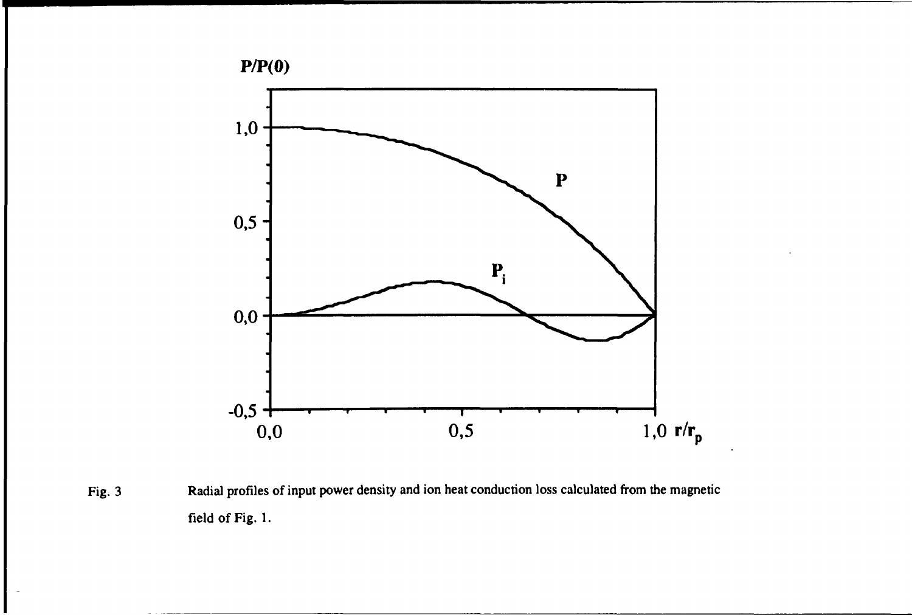Fig. 3 Radial profiles of input power density and ion heat conduction loss calculated from the magnetic field of Fig. 1.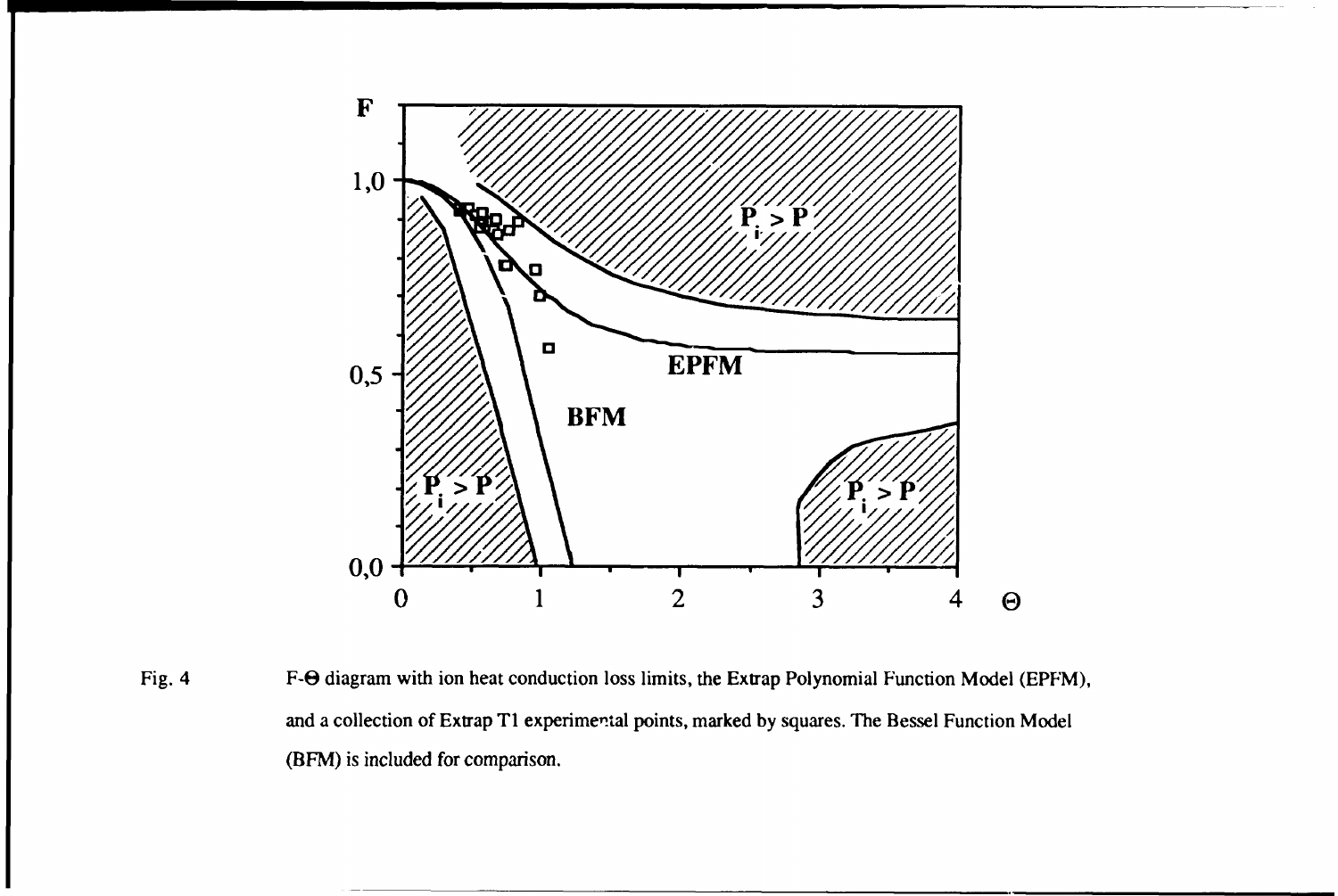Fig. 4 F-Θ diagram with ion heat conduction loss limits, the Extrap Polynomial Function Model (EPFM), and a collection of Extrap T1 experimental points, marked by squares. The Bessel Function Model (BFM) is included for comparison.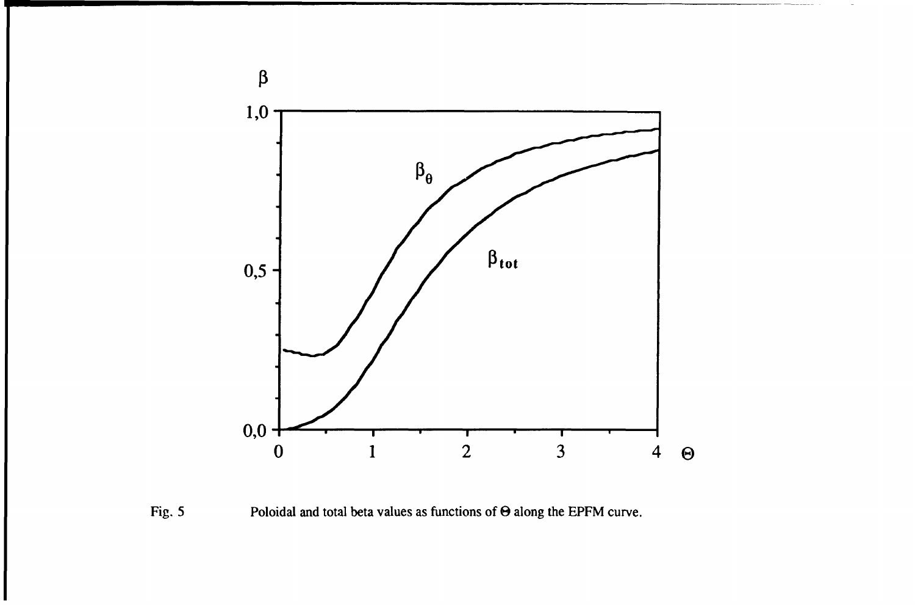Fig. 5 Poloidal and total beta values as functions of $\Theta$ along the EPFM curve.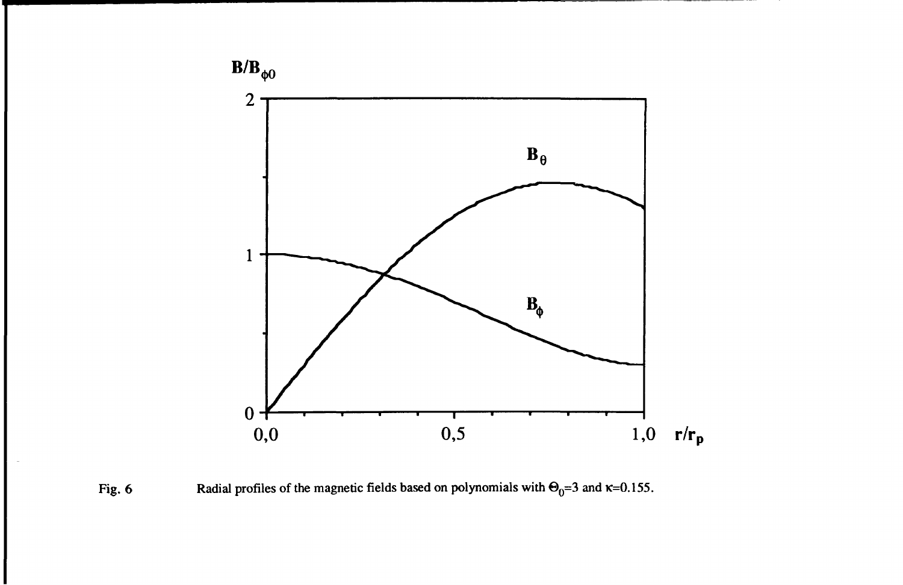Fig. 6 Radial profiles of the magnetic fields based on polynomials with $\Theta_0=3$ and $\kappa=0.155$.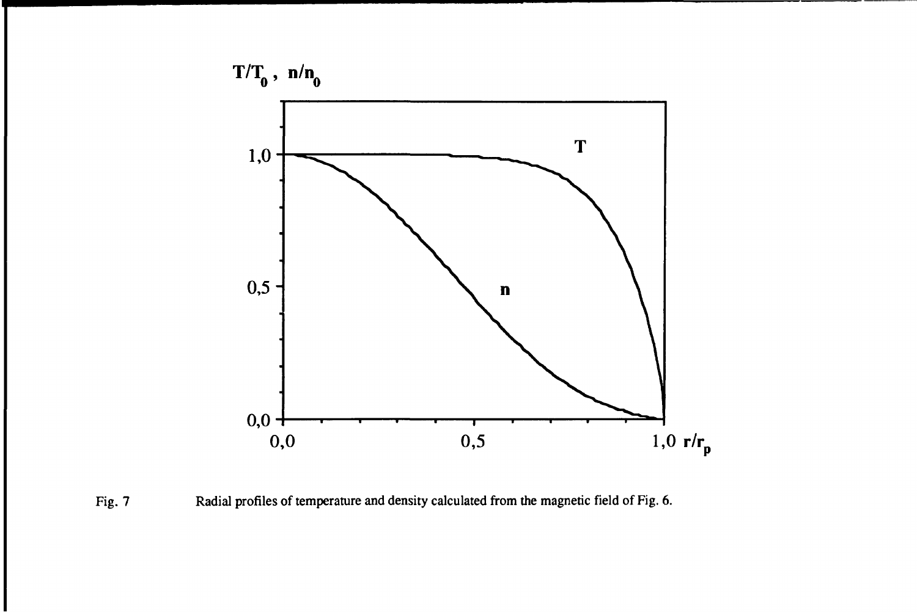Fig. 7 Radial profiles of temperature and density calculated from the magnetic field of Fig. 6.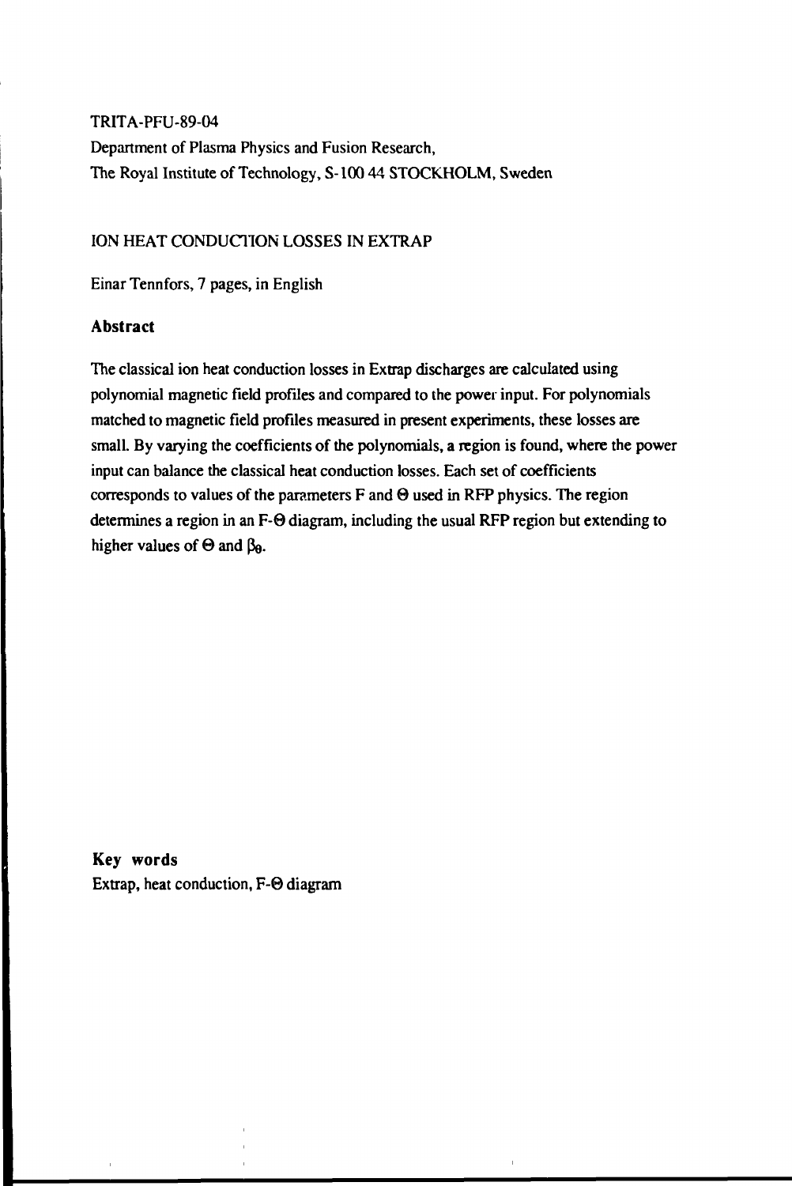TRITA-PFU-89-04

Department of Plasma Physics and Fusion Research,
The Royal Institute of Technology, S-100 44 STOCKHOLM, Sweden

ION HEAT CONDUCTION LOSSES IN EXTRAP

Einar Tennfors, 7 pages, in English

### Abstract

The classical ion heat conduction losses in Extrap discharges are calculated using polynomial magnetic field profiles and compared to the power input. For polynomials matched to magnetic field profiles measured in present experiments, these losses are small. By varying the coefficients of the polynomials, a region is found, where the power input can balance the classical heat conduction losses. Each set of coefficients corresponds to values of the parameters F and $\Theta$ used in RFP physics. The region determines a region in an F-$\Theta$ diagram, including the usual RFP region but extending to higher values of $\Theta$ and $\beta_\theta$.

### Key words

Extrap, heat conduction, F-$\Theta$ diagram